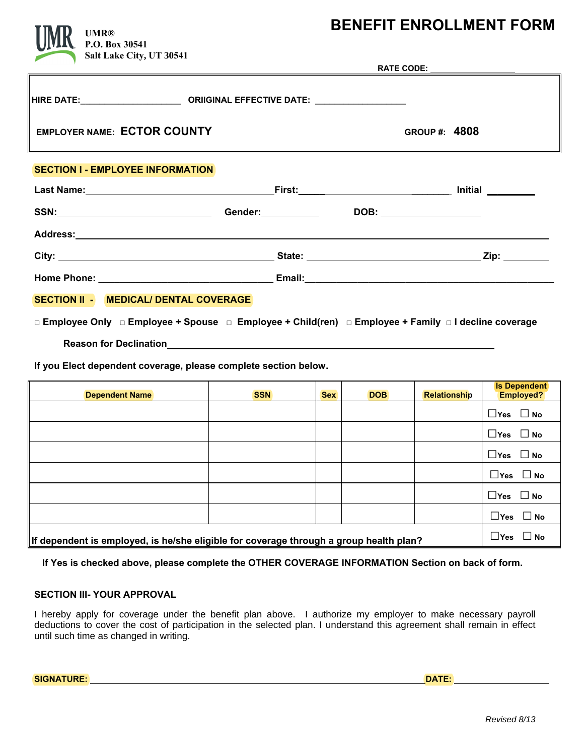UMR®
P.O. Box 30541
Salt Lake City, UT 30541

# BENEFIT ENROLLMENT FORM

**RATE CODE:** ___________________

**HIRE DATE:** ____________________ **ORIIGINAL EFFECTIVE DATE:** __________________

**EMPLOYER NAME:** **ECTOR COUNTY** **GROUP #:** **4808**

## SECTION I - EMPLOYEE INFORMATION

**Last Name:** ______________________________ **First:** ______________________ **Initial** ________

**SSN:** ____________________________ **Gender:** __________ **DOB:** __________________

**Address:** ______________________________________________________________________

**City:** ______________________________ **State:** ____________________________ **Zip:** ________

**Home Phone:** ____________________________ **Email:** ________________________________________

## SECTION II - MEDICAL/ DENTAL COVERAGE

□ **Employee Only** □ **Employee + Spouse** □ **Employee + Child(ren)** □ **Employee + Family** □ **I decline coverage**

**Reason for Declination** ______________________________________________________

**If you Elect dependent coverage, please complete section below.**

| Dependent Name | SSN | Sex | DOB | Relationship | Is Dependent Employed? |
|---|---|---|---|---|---|
| | | | | | ☐Yes ☐ No |
| | | | | | ☐Yes ☐ No |
| | | | | | ☐Yes ☐ No |
| | | | | | ☐Yes ☐ No |
| | | | | | ☐Yes ☐ No |
| | | | | | ☐Yes ☐ No |
| **If dependent is employed, is he/she eligible for coverage through a group health plan?** | | | | | ☐Yes ☐ No |

**If Yes is checked above, please complete the OTHER COVERAGE INFORMATION Section on back of form.**

## SECTION III- YOUR APPROVAL

I hereby apply for coverage under the benefit plan above. I authorize my employer to make necessary payroll deductions to cover the cost of participation in the selected plan. I understand this agreement shall remain in effect until such time as changed in writing.

**SIGNATURE:** ____________________________________________________ **DATE:** __________________

*Revised 8/13*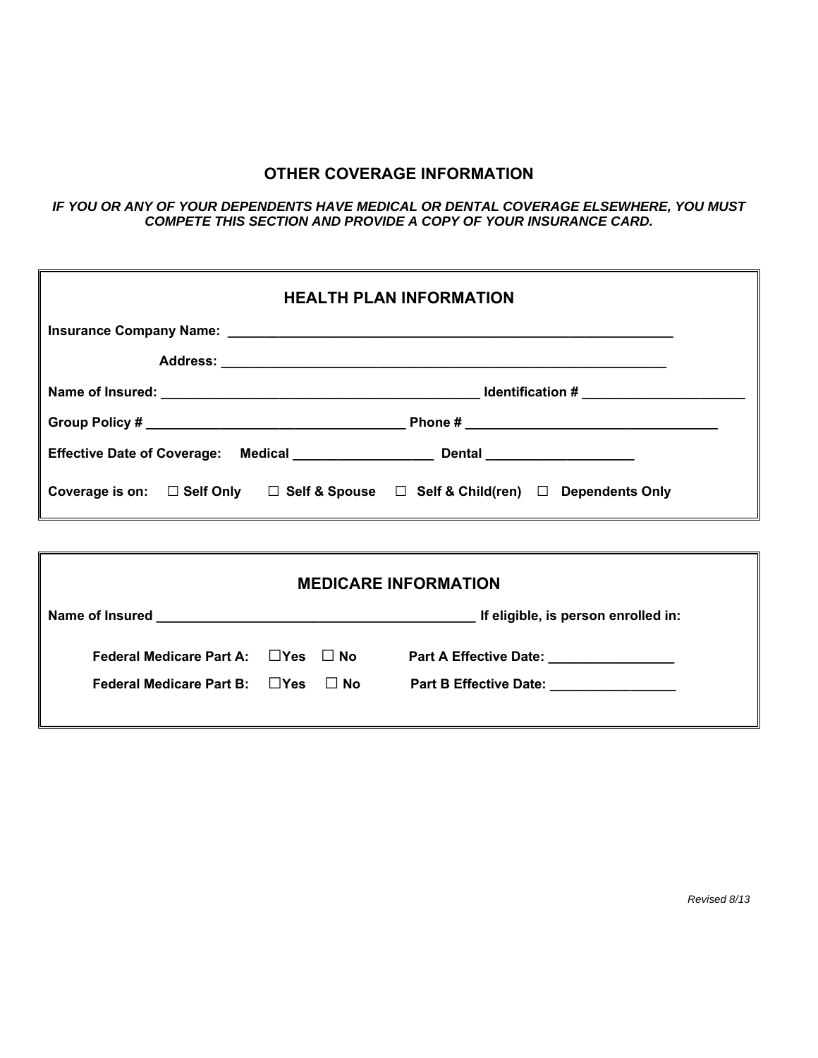## OTHER COVERAGE INFORMATION

***IF YOU OR ANY OF YOUR DEPENDENTS HAVE MEDICAL OR DENTAL COVERAGE ELSEWHERE, YOU MUST COMPETE THIS SECTION AND PROVIDE A COPY OF YOUR INSURANCE CARD.***

### HEALTH PLAN INFORMATION

**Insurance Company Name:** ____________________________________________________________

**Address:** ____________________________________________________________

**Name of Insured:** ___________________________________________ **Identification #** _____________________

**Group Policy #** __________________________________ **Phone #** _________________________________

**Effective Date of Coverage:** **Medical** __________________ **Dental** ___________________

**Coverage is on:** ☐ **Self Only** ☐ **Self & Spouse** ☐ **Self & Child(ren)** ☐ **Dependents Only**

### MEDICARE INFORMATION

**Name of Insured** __________________________________________ **If eligible, is person enrolled in:**

**Federal Medicare Part A:** ☐**Yes** ☐ **No** **Part A Effective Date:** ________________

**Federal Medicare Part B:** ☐**Yes** ☐ **No** **Part B Effective Date:** ________________

*Revised 8/13*